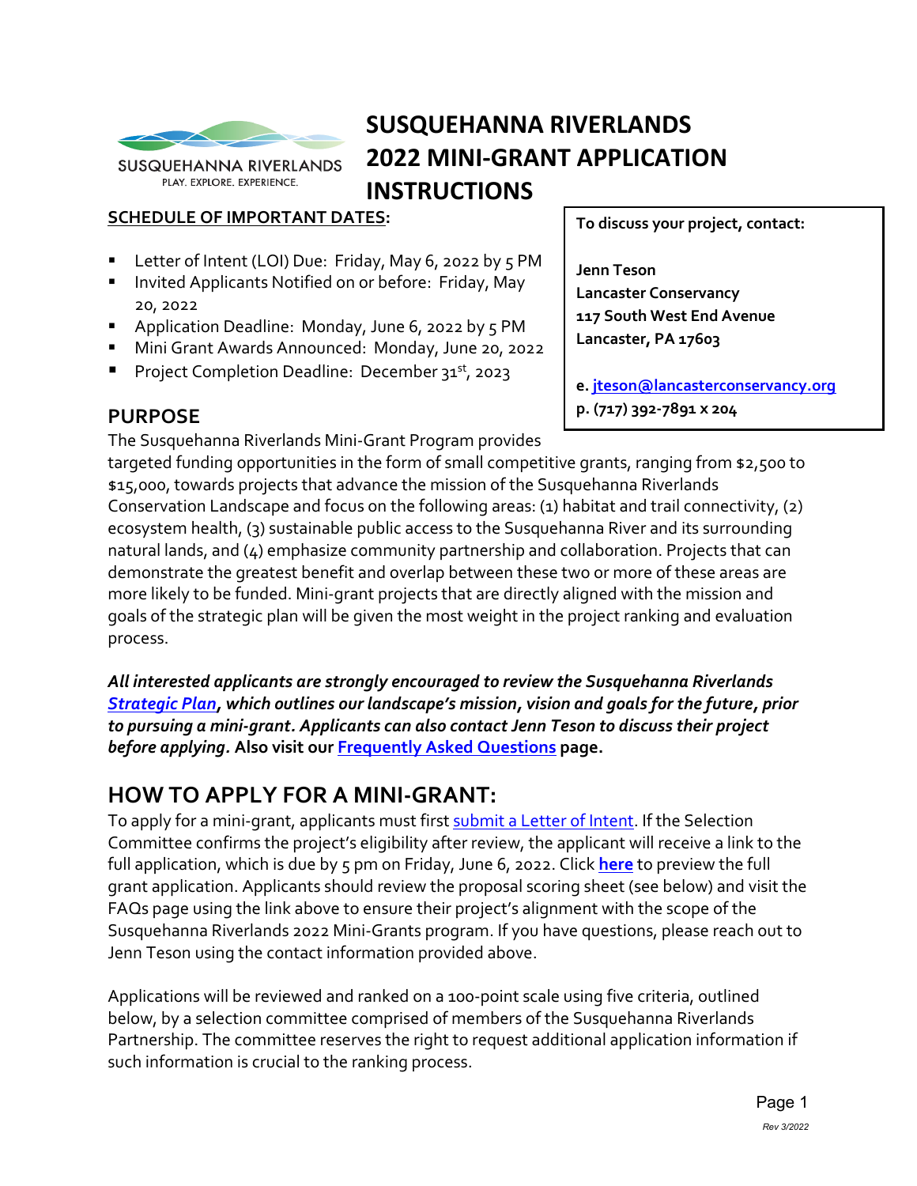# SUSQUEHANNA RIVERLANDS 2022 MINI-GRANT APPLICATION INSTRUCTIONS

SUSQUEHANNA RIVERLANDS
PLAY. EXPLORE. EXPERIENCE.

**SCHEDULE OF IMPORTANT DATES:**

- Letter of Intent (LOI) Due: Friday, May 6, 2022 by 5 PM
- Invited Applicants Notified on or before: Friday, May 20, 2022
- Application Deadline: Monday, June 6, 2022 by 5 PM
- Mini Grant Awards Announced: Monday, June 20, 2022
- Project Completion Deadline: December 31st, 2023

**To discuss your project, contact:**

**Jenn Teson**
**Lancaster Conservancy**
**117 South West End Avenue**
**Lancaster, PA 17603**

**e. jteson@lancasterconservancy.org**
**p. (717) 392-7891 x 204**

## PURPOSE

The Susquehanna Riverlands Mini-Grant Program provides targeted funding opportunities in the form of small competitive grants, ranging from $2,500 to $15,000, towards projects that advance the mission of the Susquehanna Riverlands Conservation Landscape and focus on the following areas: (1) habitat and trail connectivity, (2) ecosystem health, (3) sustainable public access to the Susquehanna River and its surrounding natural lands, and (4) emphasize community partnership and collaboration. Projects that can demonstrate the greatest benefit and overlap between these two or more of these areas are more likely to be funded. Mini-grant projects that are directly aligned with the mission and goals of the strategic plan will be given the most weight in the project ranking and evaluation process.

***All interested applicants are strongly encouraged to review the Susquehanna Riverlands Strategic Plan, which outlines our landscape's mission, vision and goals for the future, prior to pursuing a mini-grant. Applicants can also contact Jenn Teson to discuss their project before applying.*** **Also visit our Frequently Asked Questions page.**

## HOW TO APPLY FOR A MINI-GRANT:

To apply for a mini-grant, applicants must first submit a Letter of Intent. If the Selection Committee confirms the project's eligibility after review, the applicant will receive a link to the full application, which is due by 5 pm on Friday, June 6, 2022. Click **here** to preview the full grant application. Applicants should review the proposal scoring sheet (see below) and visit the FAQs page using the link above to ensure their project's alignment with the scope of the Susquehanna Riverlands 2022 Mini-Grants program. If you have questions, please reach out to Jenn Teson using the contact information provided above.

Applications will be reviewed and ranked on a 100-point scale using five criteria, outlined below, by a selection committee comprised of members of the Susquehanna Riverlands Partnership. The committee reserves the right to request additional application information if such information is crucial to the ranking process.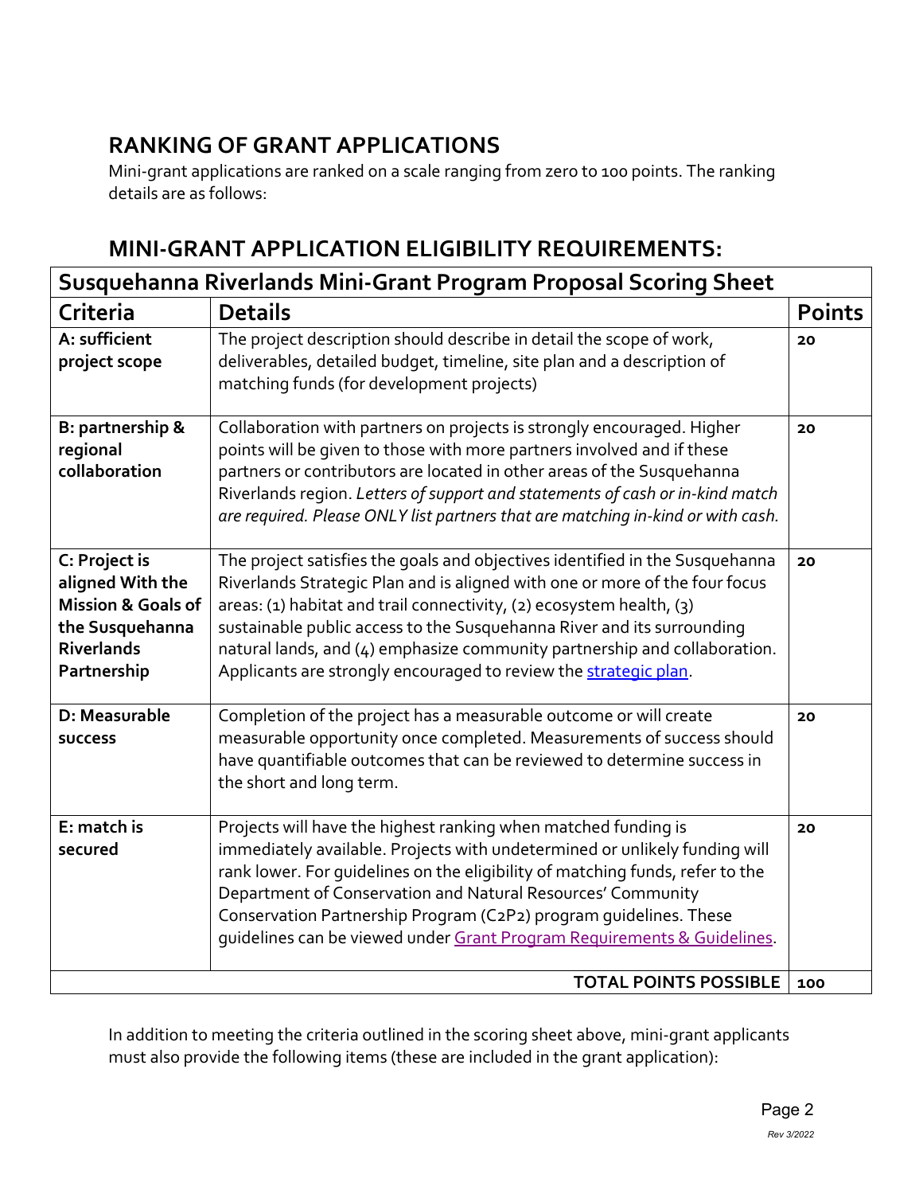## RANKING OF GRANT APPLICATIONS

Mini-grant applications are ranked on a scale ranging from zero to 100 points. The ranking details are as follows:

## MINI-GRANT APPLICATION ELIGIBILITY REQUIREMENTS:

| Susquehanna Riverlands Mini-Grant Program Proposal Scoring Sheet | | |
|---|---|---|
| **Criteria** | **Details** | **Points** |
| **A: sufficient project scope** | The project description should describe in detail the scope of work, deliverables, detailed budget, timeline, site plan and a description of matching funds (for development projects) | **20** |
| **B: partnership & regional collaboration** | Collaboration with partners on projects is strongly encouraged. Higher points will be given to those with more partners involved and if these partners or contributors are located in other areas of the Susquehanna Riverlands region. *Letters of support and statements of cash or in-kind match are required. Please ONLY list partners that are matching in-kind or with cash.* | **20** |
| **C: Project is aligned With the Mission & Goals of the Susquehanna Riverlands Partnership** | The project satisfies the goals and objectives identified in the Susquehanna Riverlands Strategic Plan and is aligned with one or more of the four focus areas: (1) habitat and trail connectivity, (2) ecosystem health, (3) sustainable public access to the Susquehanna River and its surrounding natural lands, and (4) emphasize community partnership and collaboration. Applicants are strongly encouraged to review the strategic plan. | **20** |
| **D: Measurable success** | Completion of the project has a measurable outcome or will create measurable opportunity once completed. Measurements of success should have quantifiable outcomes that can be reviewed to determine success in the short and long term. | **20** |
| **E: match is secured** | Projects will have the highest ranking when matched funding is immediately available. Projects with undetermined or unlikely funding will rank lower. For guidelines on the eligibility of matching funds, refer to the Department of Conservation and Natural Resources' Community Conservation Partnership Program (C2P2) program guidelines. These guidelines can be viewed under Grant Program Requirements & Guidelines. | **20** |
| | **TOTAL POINTS POSSIBLE** | **100** |

In addition to meeting the criteria outlined in the scoring sheet above, mini-grant applicants must also provide the following items (these are included in the grant application):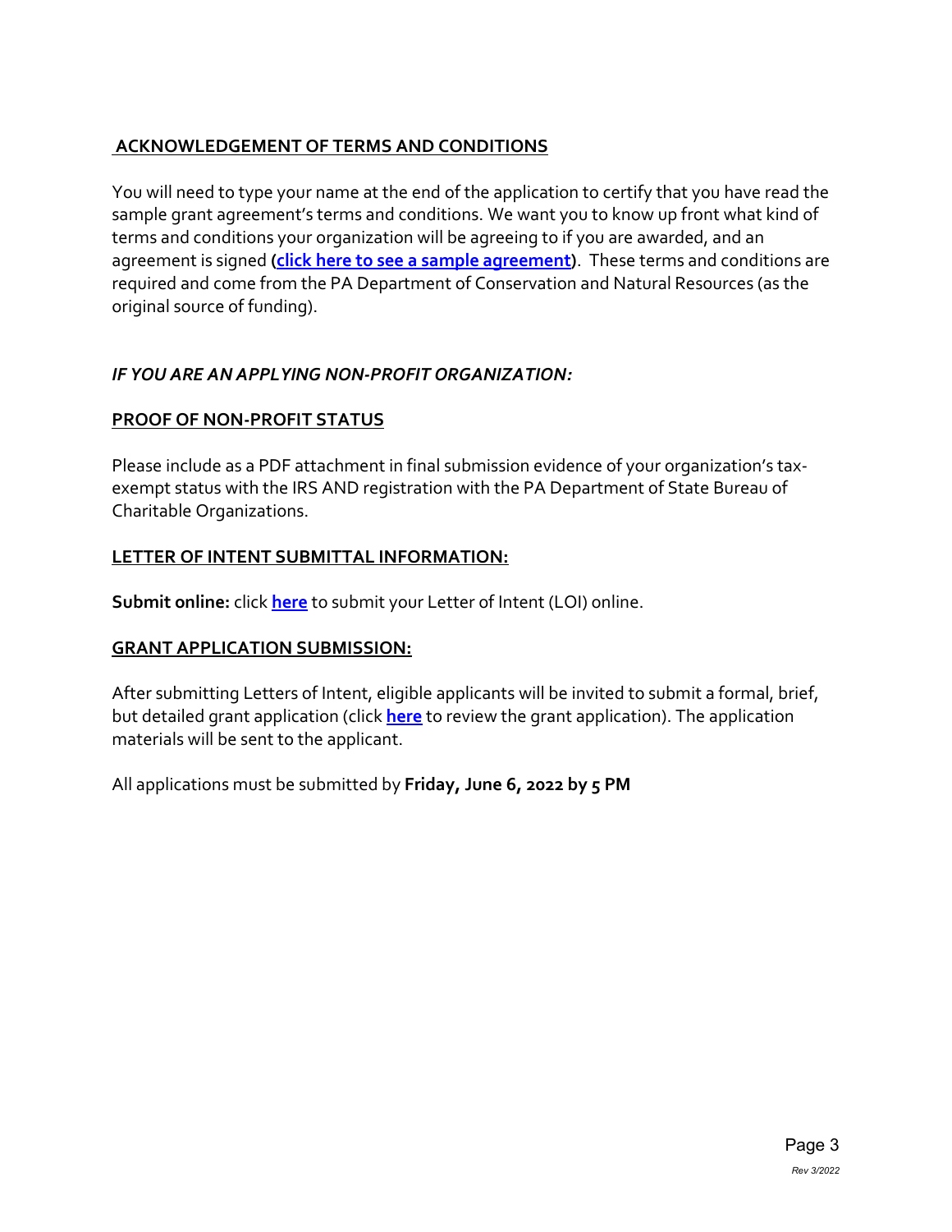## ACKNOWLEDGEMENT OF TERMS AND CONDITIONS

You will need to type your name at the end of the application to certify that you have read the sample grant agreement's terms and conditions. We want you to know up front what kind of terms and conditions your organization will be agreeing to if you are awarded, and an agreement is signed **(click here to see a sample agreement)**. These terms and conditions are required and come from the PA Department of Conservation and Natural Resources (as the original source of funding).

### *IF YOU ARE AN APPLYING NON-PROFIT ORGANIZATION:*

## PROOF OF NON-PROFIT STATUS

Please include as a PDF attachment in final submission evidence of your organization's tax-exempt status with the IRS AND registration with the PA Department of State Bureau of Charitable Organizations.

## LETTER OF INTENT SUBMITTAL INFORMATION:

**Submit online:** click **here** to submit your Letter of Intent (LOI) online.

## GRANT APPLICATION SUBMISSION:

After submitting Letters of Intent, eligible applicants will be invited to submit a formal, brief, but detailed grant application (click **here** to review the grant application). The application materials will be sent to the applicant.

All applications must be submitted by **Friday, June 6, 2022 by 5 PM**

Rev 3/2022